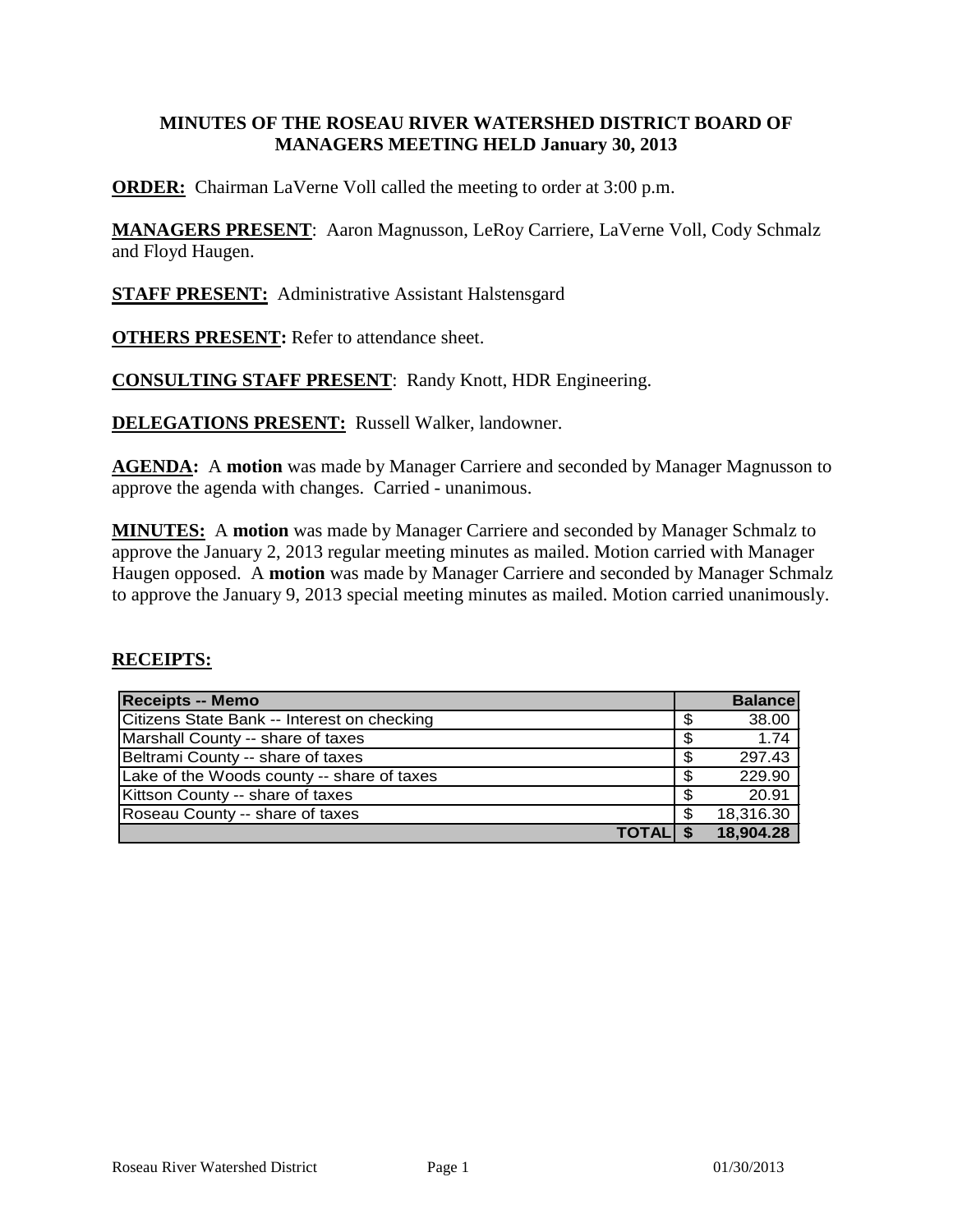# MINUTES OF THE ROSEAU RIVER WATERSHED DISTRICT BOARD OF MANAGERS MEETING HELD January 30, 2013

**ORDER:** Chairman LaVerne Voll called the meeting to order at 3:00 p.m.

**MANAGERS PRESENT**: Aaron Magnusson, LeRoy Carriere, LaVerne Voll, Cody Schmalz and Floyd Haugen.

**STAFF PRESENT:** Administrative Assistant Halstensgard

**OTHERS PRESENT:** Refer to attendance sheet.

**CONSULTING STAFF PRESENT**: Randy Knott, HDR Engineering.

**DELEGATIONS PRESENT:** Russell Walker, landowner.

**AGENDA:** A **motion** was made by Manager Carriere and seconded by Manager Magnusson to approve the agenda with changes. Carried - unanimous.

**MINUTES:** A **motion** was made by Manager Carriere and seconded by Manager Schmalz to approve the January 2, 2013 regular meeting minutes as mailed. Motion carried with Manager Haugen opposed. A **motion** was made by Manager Carriere and seconded by Manager Schmalz to approve the January 9, 2013 special meeting minutes as mailed. Motion carried unanimously.

**RECEIPTS:**

| Receipts -- Memo | | Balance |
|---|---|---|
| Citizens State Bank -- Interest on checking | $ | 38.00 |
| Marshall County -- share of taxes | $ | 1.74 |
| Beltrami County -- share of taxes | $ | 297.43 |
| Lake of the Woods county -- share of taxes | $ | 229.90 |
| Kittson County -- share of taxes | $ | 20.91 |
| Roseau County -- share of taxes | $ | 18,316.30 |
| **TOTAL** | **$** | **18,904.28** |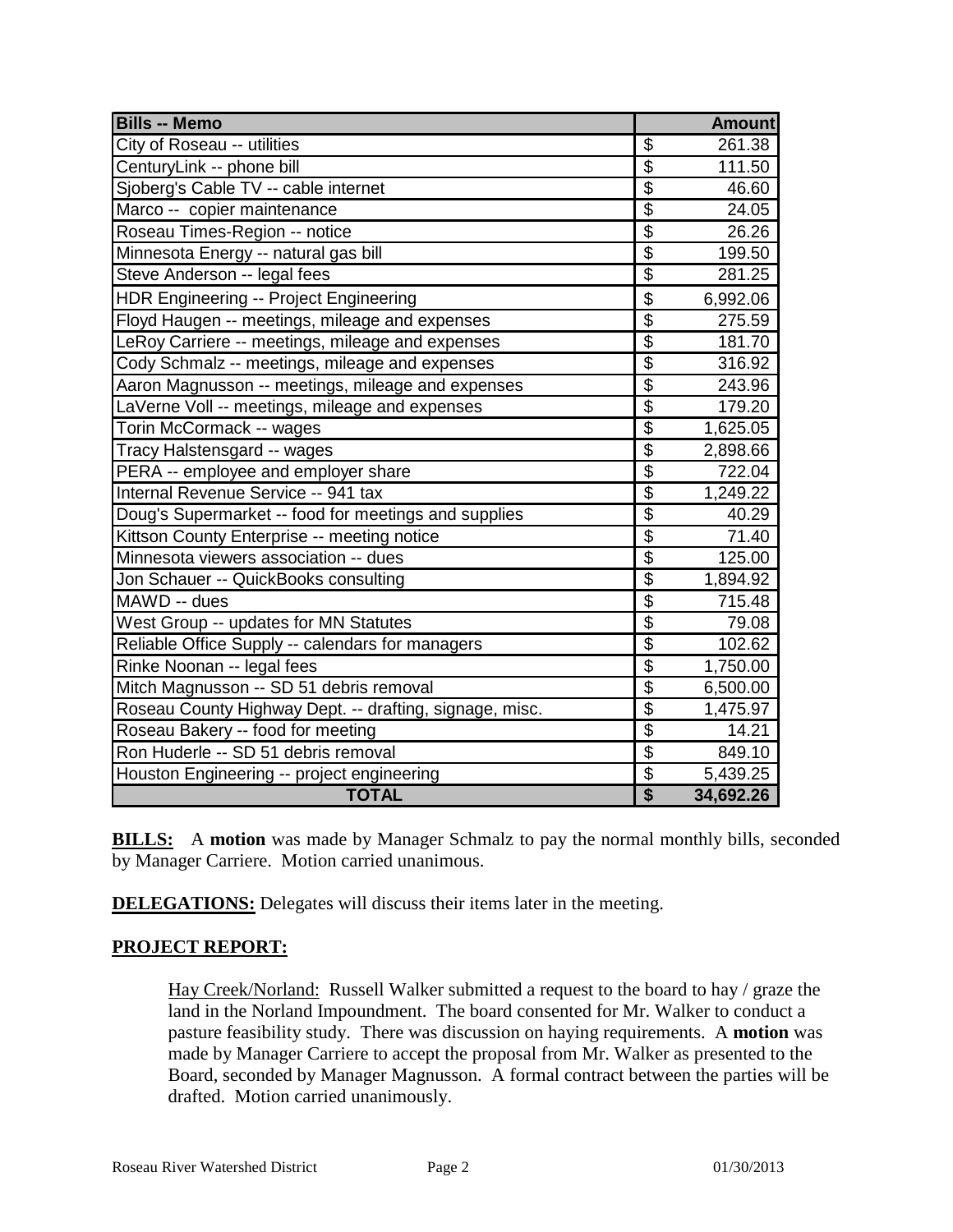| Bills -- Memo | Amount |
|---|---|
| City of Roseau -- utilities | $ 261.38 |
| CenturyLink -- phone bill | $ 111.50 |
| Sjoberg's Cable TV -- cable internet | $ 46.60 |
| Marco -- copier maintenance | $ 24.05 |
| Roseau Times-Region -- notice | $ 26.26 |
| Minnesota Energy -- natural gas bill | $ 199.50 |
| Steve Anderson -- legal fees | $ 281.25 |
| HDR Engineering -- Project Engineering | $ 6,992.06 |
| Floyd Haugen -- meetings, mileage and expenses | $ 275.59 |
| LeRoy Carriere -- meetings, mileage and expenses | $ 181.70 |
| Cody Schmalz -- meetings, mileage and expenses | $ 316.92 |
| Aaron Magnusson -- meetings, mileage and expenses | $ 243.96 |
| LaVerne Voll -- meetings, mileage and expenses | $ 179.20 |
| Torin McCormack -- wages | $ 1,625.05 |
| Tracy Halstensgard -- wages | $ 2,898.66 |
| PERA -- employee and employer share | $ 722.04 |
| Internal Revenue Service -- 941 tax | $ 1,249.22 |
| Doug's Supermarket -- food for meetings and supplies | $ 40.29 |
| Kittson County Enterprise -- meeting notice | $ 71.40 |
| Minnesota viewers association -- dues | $ 125.00 |
| Jon Schauer -- QuickBooks consulting | $ 1,894.92 |
| MAWD -- dues | $ 715.48 |
| West Group -- updates for MN Statutes | $ 79.08 |
| Reliable Office Supply -- calendars for managers | $ 102.62 |
| Rinke Noonan -- legal fees | $ 1,750.00 |
| Mitch Magnusson -- SD 51 debris removal | $ 6,500.00 |
| Roseau County Highway Dept. -- drafting, signage, misc. | $ 1,475.97 |
| Roseau Bakery -- food for meeting | $ 14.21 |
| Ron Huderle -- SD 51 debris removal | $ 849.10 |
| Houston Engineering -- project engineering | $ 5,439.25 |
| **TOTAL** | **$ 34,692.26** |

**BILLS:** A **motion** was made by Manager Schmalz to pay the normal monthly bills, seconded by Manager Carriere. Motion carried unanimous.

**DELEGATIONS:** Delegates will discuss their items later in the meeting.

**PROJECT REPORT:**

Hay Creek/Norland: Russell Walker submitted a request to the board to hay / graze the land in the Norland Impoundment. The board consented for Mr. Walker to conduct a pasture feasibility study. There was discussion on haying requirements. A **motion** was made by Manager Carriere to accept the proposal from Mr. Walker as presented to the Board, seconded by Manager Magnusson. A formal contract between the parties will be drafted. Motion carried unanimously.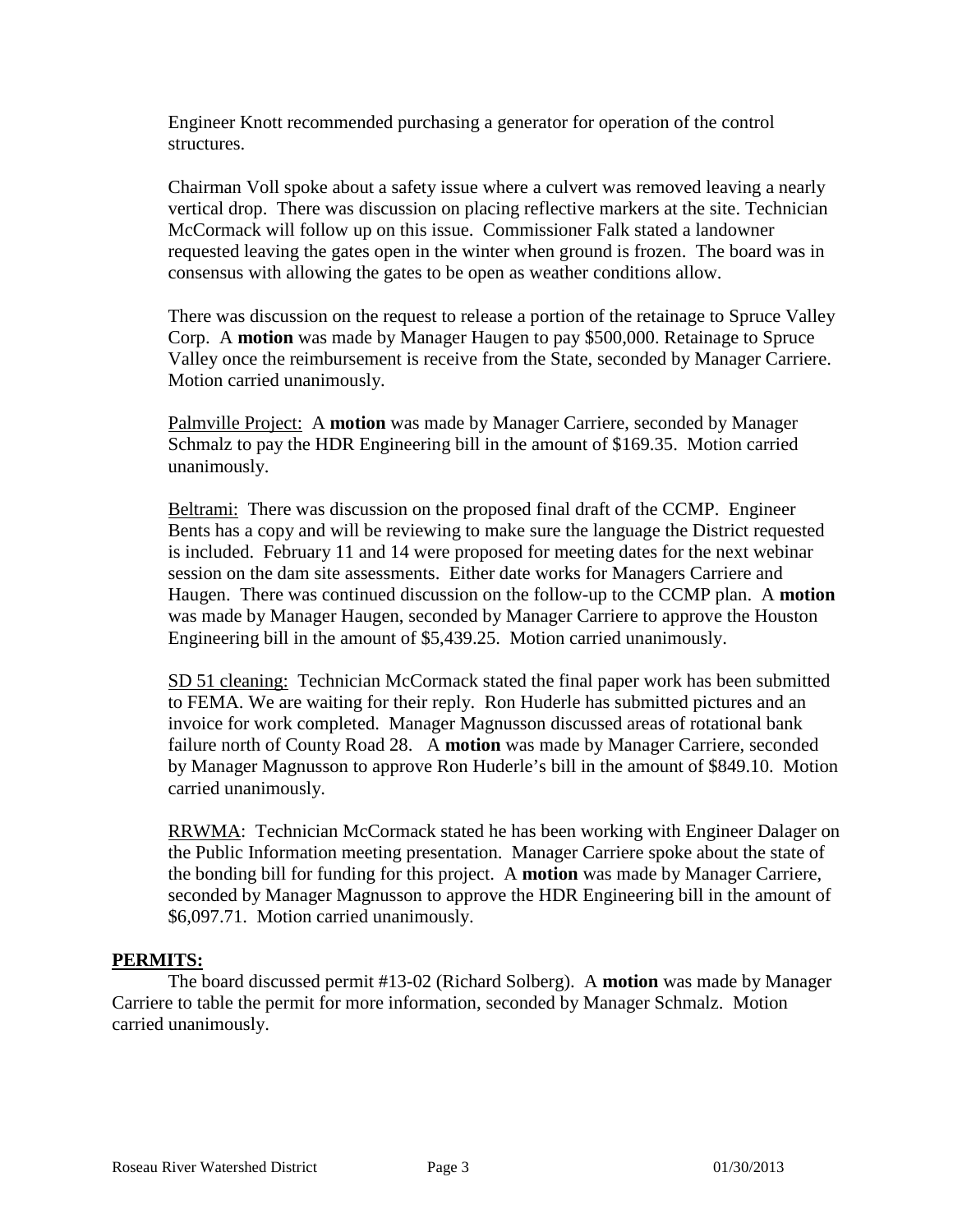Engineer Knott recommended purchasing a generator for operation of the control structures.

Chairman Voll spoke about a safety issue where a culvert was removed leaving a nearly vertical drop. There was discussion on placing reflective markers at the site. Technician McCormack will follow up on this issue. Commissioner Falk stated a landowner requested leaving the gates open in the winter when ground is frozen. The board was in consensus with allowing the gates to be open as weather conditions allow.

There was discussion on the request to release a portion of the retainage to Spruce Valley Corp. A **motion** was made by Manager Haugen to pay $500,000. Retainage to Spruce Valley once the reimbursement is receive from the State, seconded by Manager Carriere. Motion carried unanimously.

Palmville Project: A **motion** was made by Manager Carriere, seconded by Manager Schmalz to pay the HDR Engineering bill in the amount of $169.35. Motion carried unanimously.

Beltrami: There was discussion on the proposed final draft of the CCMP. Engineer Bents has a copy and will be reviewing to make sure the language the District requested is included. February 11 and 14 were proposed for meeting dates for the next webinar session on the dam site assessments. Either date works for Managers Carriere and Haugen. There was continued discussion on the follow-up to the CCMP plan. A **motion** was made by Manager Haugen, seconded by Manager Carriere to approve the Houston Engineering bill in the amount of $5,439.25. Motion carried unanimously.

SD 51 cleaning: Technician McCormack stated the final paper work has been submitted to FEMA. We are waiting for their reply. Ron Huderle has submitted pictures and an invoice for work completed. Manager Magnusson discussed areas of rotational bank failure north of County Road 28. A **motion** was made by Manager Carriere, seconded by Manager Magnusson to approve Ron Huderle's bill in the amount of $849.10. Motion carried unanimously.

RRWMA: Technician McCormack stated he has been working with Engineer Dalager on the Public Information meeting presentation. Manager Carriere spoke about the state of the bonding bill for funding for this project. A **motion** was made by Manager Carriere, seconded by Manager Magnusson to approve the HDR Engineering bill in the amount of $6,097.71. Motion carried unanimously.

**PERMITS:**

The board discussed permit #13-02 (Richard Solberg). A **motion** was made by Manager Carriere to table the permit for more information, seconded by Manager Schmalz. Motion carried unanimously.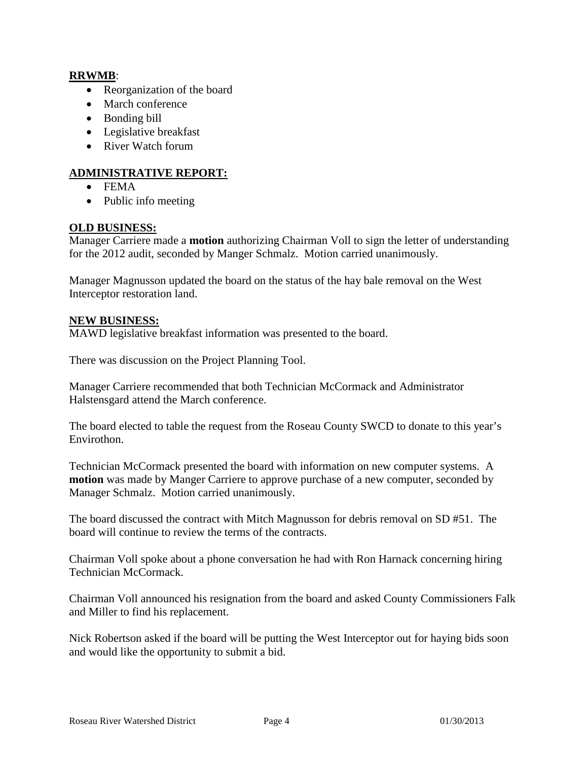**RRWMB**:

- Reorganization of the board
- March conference
- Bonding bill
- Legislative breakfast
- River Watch forum

**ADMINISTRATIVE REPORT:**

- FEMA
- Public info meeting

**OLD BUSINESS:**

Manager Carriere made a **motion** authorizing Chairman Voll to sign the letter of understanding for the 2012 audit, seconded by Manger Schmalz. Motion carried unanimously.

Manager Magnusson updated the board on the status of the hay bale removal on the West Interceptor restoration land.

**NEW BUSINESS:**

MAWD legislative breakfast information was presented to the board.

There was discussion on the Project Planning Tool.

Manager Carriere recommended that both Technician McCormack and Administrator Halstensgard attend the March conference.

The board elected to table the request from the Roseau County SWCD to donate to this year's Envirothon.

Technician McCormack presented the board with information on new computer systems. A **motion** was made by Manger Carriere to approve purchase of a new computer, seconded by Manager Schmalz. Motion carried unanimously.

The board discussed the contract with Mitch Magnusson for debris removal on SD #51. The board will continue to review the terms of the contracts.

Chairman Voll spoke about a phone conversation he had with Ron Harnack concerning hiring Technician McCormack.

Chairman Voll announced his resignation from the board and asked County Commissioners Falk and Miller to find his replacement.

Nick Robertson asked if the board will be putting the West Interceptor out for haying bids soon and would like the opportunity to submit a bid.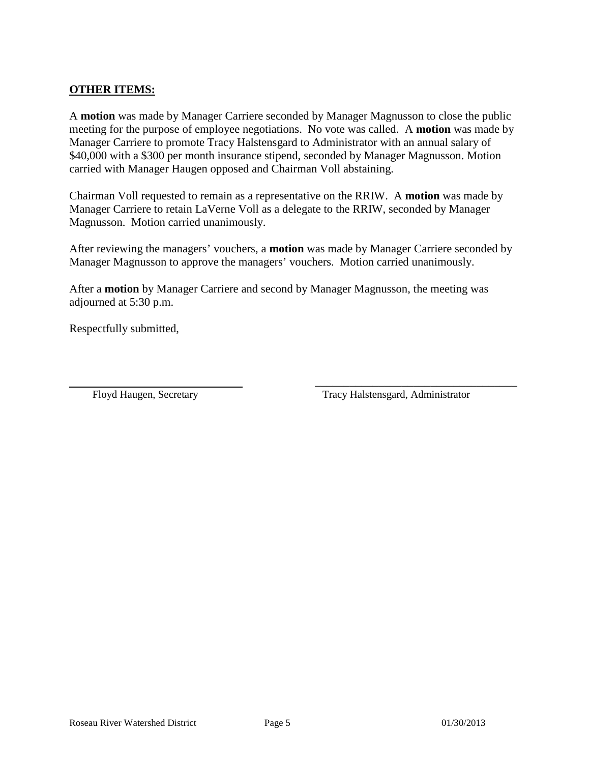**OTHER ITEMS:**

A **motion** was made by Manager Carriere seconded by Manager Magnusson to close the public meeting for the purpose of employee negotiations. No vote was called. A **motion** was made by Manager Carriere to promote Tracy Halstensgard to Administrator with an annual salary of $40,000 with a $300 per month insurance stipend, seconded by Manager Magnusson. Motion carried with Manager Haugen opposed and Chairman Voll abstaining.

Chairman Voll requested to remain as a representative on the RRIW. A **motion** was made by Manager Carriere to retain LaVerne Voll as a delegate to the RRIW, seconded by Manager Magnusson. Motion carried unanimously.

After reviewing the managers' vouchers, a **motion** was made by Manager Carriere seconded by Manager Magnusson to approve the managers' vouchers. Motion carried unanimously.

After a **motion** by Manager Carriere and second by Manager Magnusson, the meeting was adjourned at 5:30 p.m.

Respectfully submitted,

Floyd Haugen, Secretary

Tracy Halstensgard, Administrator